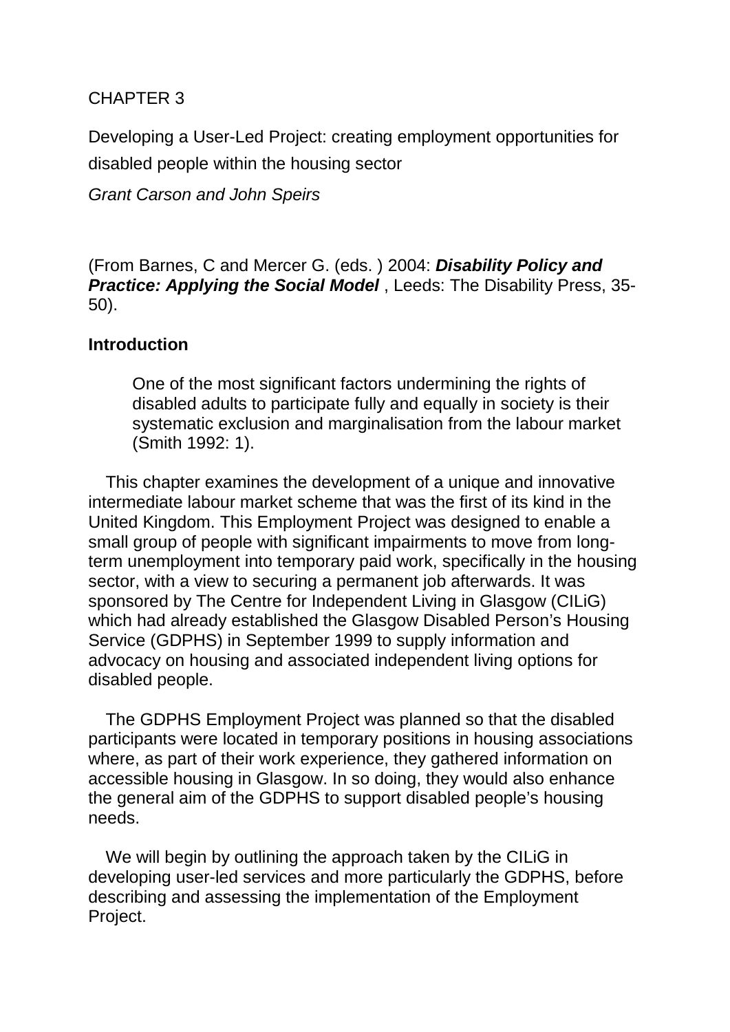CHAPTER 3

# Developing a User-Led Project: creating employment opportunities for disabled people within the housing sector

*Grant Carson and John Speirs*

(From Barnes, C and Mercer G. (eds. ) 2004: ***Disability Policy and Practice: Applying the Social Model*** , Leeds: The Disability Press, 35-50).

## Introduction

> One of the most significant factors undermining the rights of disabled adults to participate fully and equally in society is their systematic exclusion and marginalisation from the labour market (Smith 1992: 1).

This chapter examines the development of a unique and innovative intermediate labour market scheme that was the first of its kind in the United Kingdom. This Employment Project was designed to enable a small group of people with significant impairments to move from long-term unemployment into temporary paid work, specifically in the housing sector, with a view to securing a permanent job afterwards. It was sponsored by The Centre for Independent Living in Glasgow (CILiG) which had already established the Glasgow Disabled Person's Housing Service (GDPHS) in September 1999 to supply information and advocacy on housing and associated independent living options for disabled people.

The GDPHS Employment Project was planned so that the disabled participants were located in temporary positions in housing associations where, as part of their work experience, they gathered information on accessible housing in Glasgow. In so doing, they would also enhance the general aim of the GDPHS to support disabled people's housing needs.

We will begin by outlining the approach taken by the CILiG in developing user-led services and more particularly the GDPHS, before describing and assessing the implementation of the Employment Project.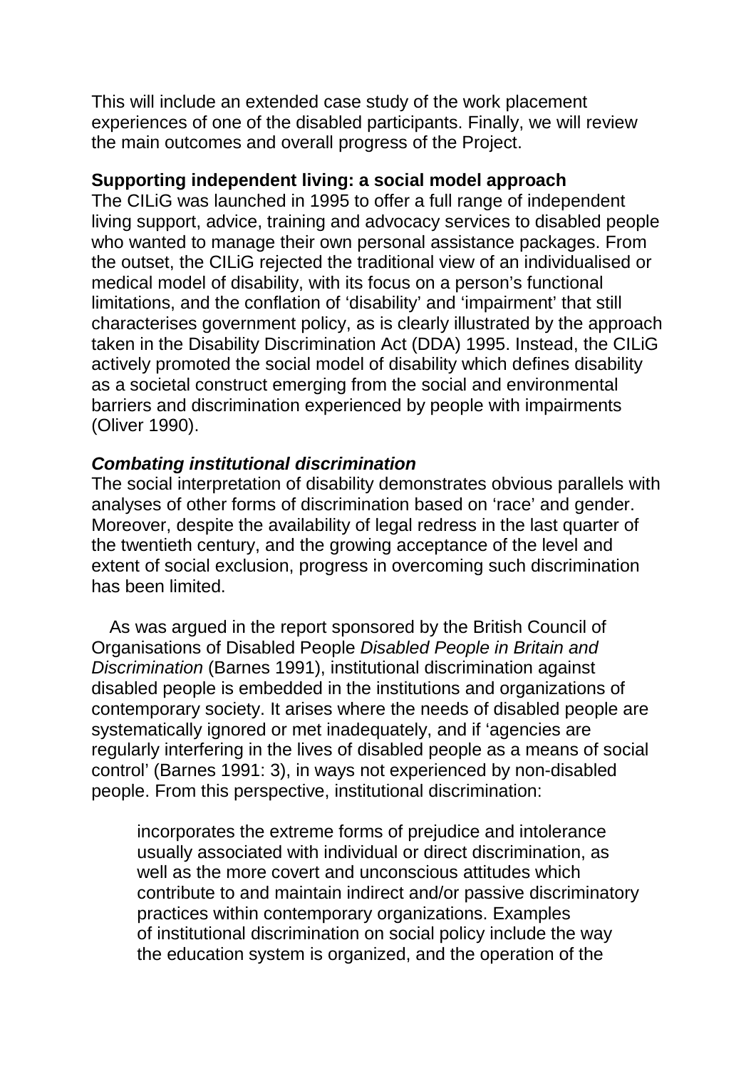This will include an extended case study of the work placement experiences of one of the disabled participants. Finally, we will review the main outcomes and overall progress of the Project.

## Supporting independent living: a social model approach

The CILiG was launched in 1995 to offer a full range of independent living support, advice, training and advocacy services to disabled people who wanted to manage their own personal assistance packages. From the outset, the CILiG rejected the traditional view of an individualised or medical model of disability, with its focus on a person's functional limitations, and the conflation of 'disability' and 'impairment' that still characterises government policy, as is clearly illustrated by the approach taken in the Disability Discrimination Act (DDA) 1995. Instead, the CILiG actively promoted the social model of disability which defines disability as a societal construct emerging from the social and environmental barriers and discrimination experienced by people with impairments (Oliver 1990).

### *Combating institutional discrimination*

The social interpretation of disability demonstrates obvious parallels with analyses of other forms of discrimination based on 'race' and gender. Moreover, despite the availability of legal redress in the last quarter of the twentieth century, and the growing acceptance of the level and extent of social exclusion, progress in overcoming such discrimination has been limited.

As was argued in the report sponsored by the British Council of Organisations of Disabled People *Disabled People in Britain and Discrimination* (Barnes 1991), institutional discrimination against disabled people is embedded in the institutions and organizations of contemporary society. It arises where the needs of disabled people are systematically ignored or met inadequately, and if 'agencies are regularly interfering in the lives of disabled people as a means of social control' (Barnes 1991: 3), in ways not experienced by non-disabled people. From this perspective, institutional discrimination:

> incorporates the extreme forms of prejudice and intolerance usually associated with individual or direct discrimination, as well as the more covert and unconscious attitudes which contribute to and maintain indirect and/or passive discriminatory practices within contemporary organizations. Examples of institutional discrimination on social policy include the way the education system is organized, and the operation of the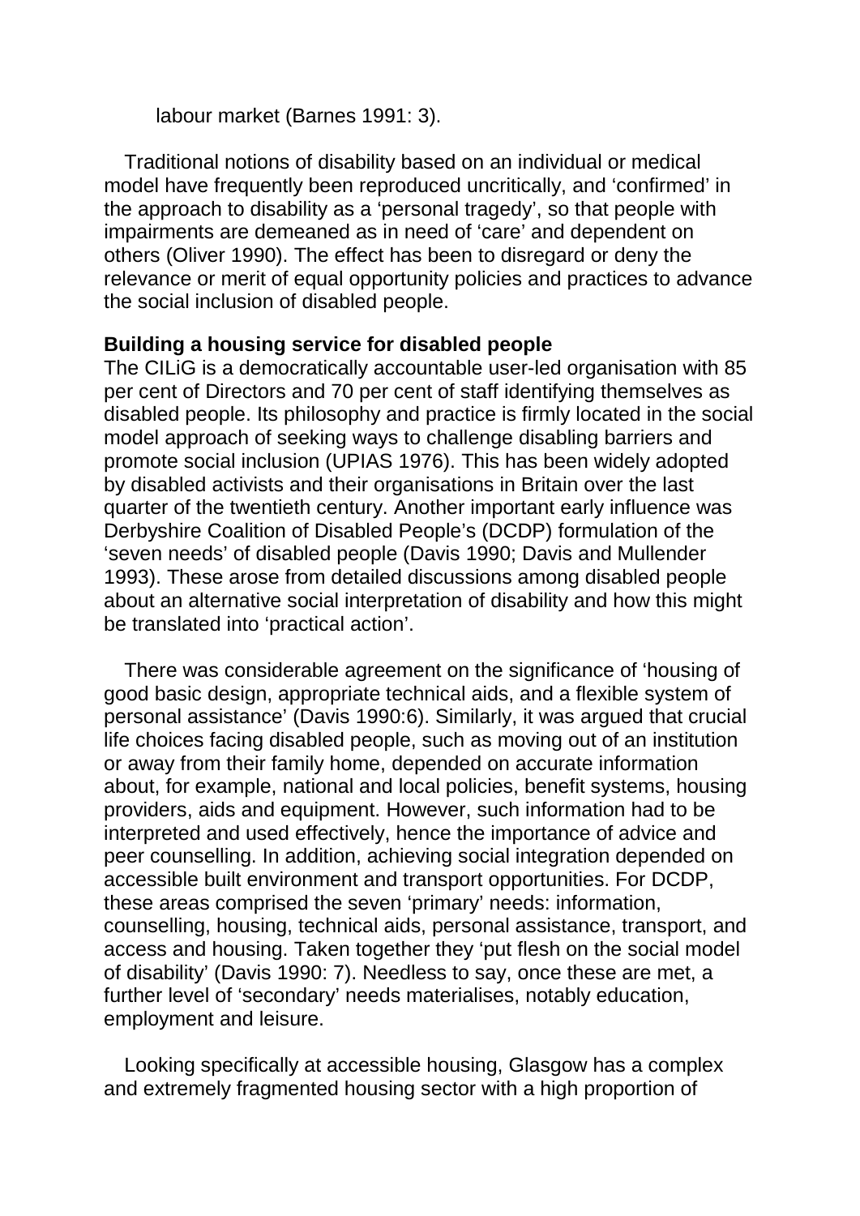labour market (Barnes 1991: 3).

Traditional notions of disability based on an individual or medical model have frequently been reproduced uncritically, and ‘confirmed’ in the approach to disability as a ‘personal tragedy’, so that people with impairments are demeaned as in need of ‘care’ and dependent on others (Oliver 1990). The effect has been to disregard or deny the relevance or merit of equal opportunity policies and practices to advance the social inclusion of disabled people.

**Building a housing service for disabled people**

The CILiG is a democratically accountable user-led organisation with 85 per cent of Directors and 70 per cent of staff identifying themselves as disabled people. Its philosophy and practice is firmly located in the social model approach of seeking ways to challenge disabling barriers and promote social inclusion (UPIAS 1976). This has been widely adopted by disabled activists and their organisations in Britain over the last quarter of the twentieth century. Another important early influence was Derbyshire Coalition of Disabled People’s (DCDP) formulation of the ‘seven needs’ of disabled people (Davis 1990; Davis and Mullender 1993). These arose from detailed discussions among disabled people about an alternative social interpretation of disability and how this might be translated into ‘practical action’.

There was considerable agreement on the significance of ‘housing of good basic design, appropriate technical aids, and a flexible system of personal assistance’ (Davis 1990:6). Similarly, it was argued that crucial life choices facing disabled people, such as moving out of an institution or away from their family home, depended on accurate information about, for example, national and local policies, benefit systems, housing providers, aids and equipment. However, such information had to be interpreted and used effectively, hence the importance of advice and peer counselling. In addition, achieving social integration depended on accessible built environment and transport opportunities. For DCDP, these areas comprised the seven ‘primary’ needs: information, counselling, housing, technical aids, personal assistance, transport, and access and housing. Taken together they ‘put flesh on the social model of disability’ (Davis 1990: 7). Needless to say, once these are met, a further level of ‘secondary’ needs materialises, notably education, employment and leisure.

Looking specifically at accessible housing, Glasgow has a complex and extremely fragmented housing sector with a high proportion of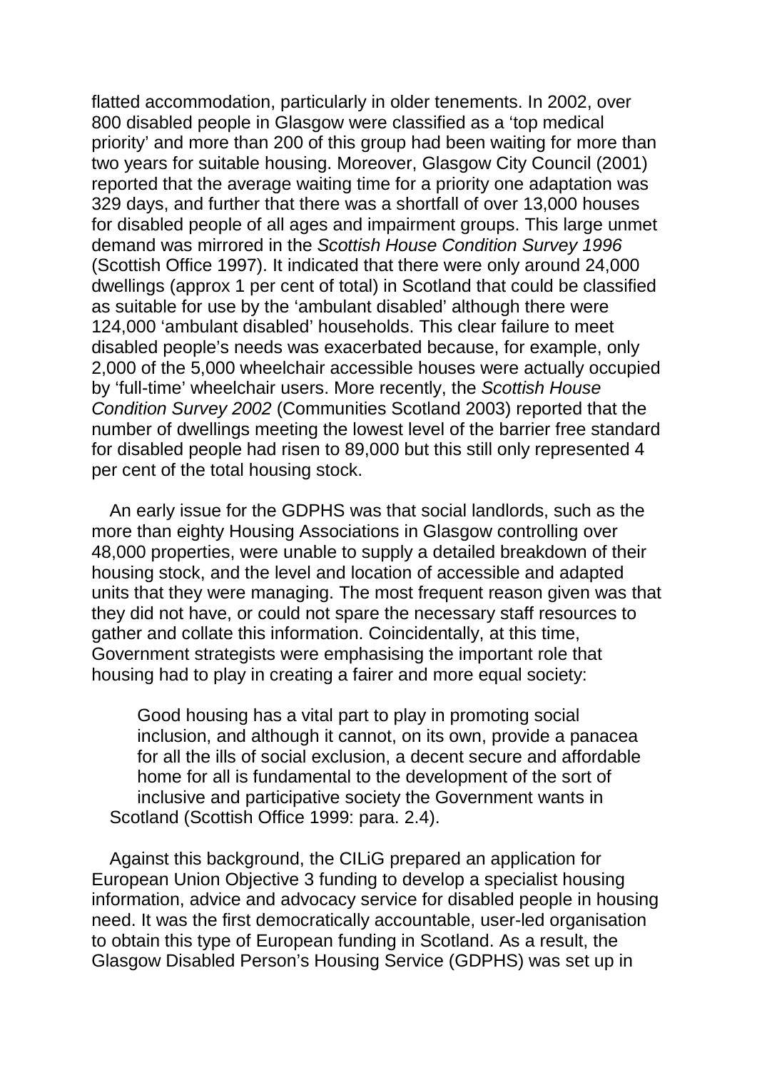flatted accommodation, particularly in older tenements. In 2002, over 800 disabled people in Glasgow were classified as a 'top medical priority' and more than 200 of this group had been waiting for more than two years for suitable housing. Moreover, Glasgow City Council (2001) reported that the average waiting time for a priority one adaptation was 329 days, and further that there was a shortfall of over 13,000 houses for disabled people of all ages and impairment groups. This large unmet demand was mirrored in the *Scottish House Condition Survey 1996* (Scottish Office 1997). It indicated that there were only around 24,000 dwellings (approx 1 per cent of total) in Scotland that could be classified as suitable for use by the 'ambulant disabled' although there were 124,000 'ambulant disabled' households. This clear failure to meet disabled people's needs was exacerbated because, for example, only 2,000 of the 5,000 wheelchair accessible houses were actually occupied by 'full-time' wheelchair users. More recently, the *Scottish House Condition Survey 2002* (Communities Scotland 2003) reported that the number of dwellings meeting the lowest level of the barrier free standard for disabled people had risen to 89,000 but this still only represented 4 per cent of the total housing stock.

An early issue for the GDPHS was that social landlords, such as the more than eighty Housing Associations in Glasgow controlling over 48,000 properties, were unable to supply a detailed breakdown of their housing stock, and the level and location of accessible and adapted units that they were managing. The most frequent reason given was that they did not have, or could not spare the necessary staff resources to gather and collate this information. Coincidentally, at this time, Government strategists were emphasising the important role that housing had to play in creating a fairer and more equal society:

> Good housing has a vital part to play in promoting social inclusion, and although it cannot, on its own, provide a panacea for all the ills of social exclusion, a decent secure and affordable home for all is fundamental to the development of the sort of inclusive and participative society the Government wants in Scotland (Scottish Office 1999: para. 2.4).

Against this background, the CILiG prepared an application for European Union Objective 3 funding to develop a specialist housing information, advice and advocacy service for disabled people in housing need. It was the first democratically accountable, user-led organisation to obtain this type of European funding in Scotland. As a result, the Glasgow Disabled Person's Housing Service (GDPHS) was set up in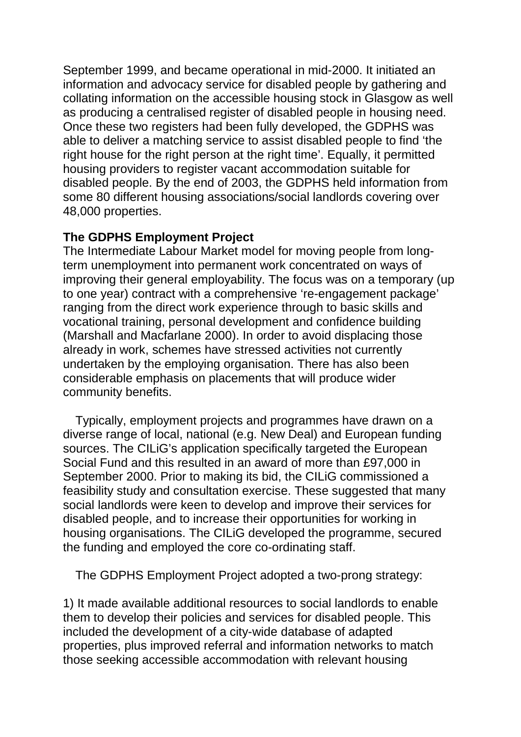September 1999, and became operational in mid-2000. It initiated an information and advocacy service for disabled people by gathering and collating information on the accessible housing stock in Glasgow as well as producing a centralised register of disabled people in housing need. Once these two registers had been fully developed, the GDPHS was able to deliver a matching service to assist disabled people to find 'the right house for the right person at the right time'. Equally, it permitted housing providers to register vacant accommodation suitable for disabled people. By the end of 2003, the GDPHS held information from some 80 different housing associations/social landlords covering over 48,000 properties.

**The GDPHS Employment Project**

The Intermediate Labour Market model for moving people from long-term unemployment into permanent work concentrated on ways of improving their general employability. The focus was on a temporary (up to one year) contract with a comprehensive 're-engagement package' ranging from the direct work experience through to basic skills and vocational training, personal development and confidence building (Marshall and Macfarlane 2000). In order to avoid displacing those already in work, schemes have stressed activities not currently undertaken by the employing organisation. There has also been considerable emphasis on placements that will produce wider community benefits.

Typically, employment projects and programmes have drawn on a diverse range of local, national (e.g. New Deal) and European funding sources. The CILiG's application specifically targeted the European Social Fund and this resulted in an award of more than £97,000 in September 2000. Prior to making its bid, the CILiG commissioned a feasibility study and consultation exercise. These suggested that many social landlords were keen to develop and improve their services for disabled people, and to increase their opportunities for working in housing organisations. The CILiG developed the programme, secured the funding and employed the core co-ordinating staff.

The GDPHS Employment Project adopted a two-prong strategy:

1) It made available additional resources to social landlords to enable them to develop their policies and services for disabled people. This included the development of a city-wide database of adapted properties, plus improved referral and information networks to match those seeking accessible accommodation with relevant housing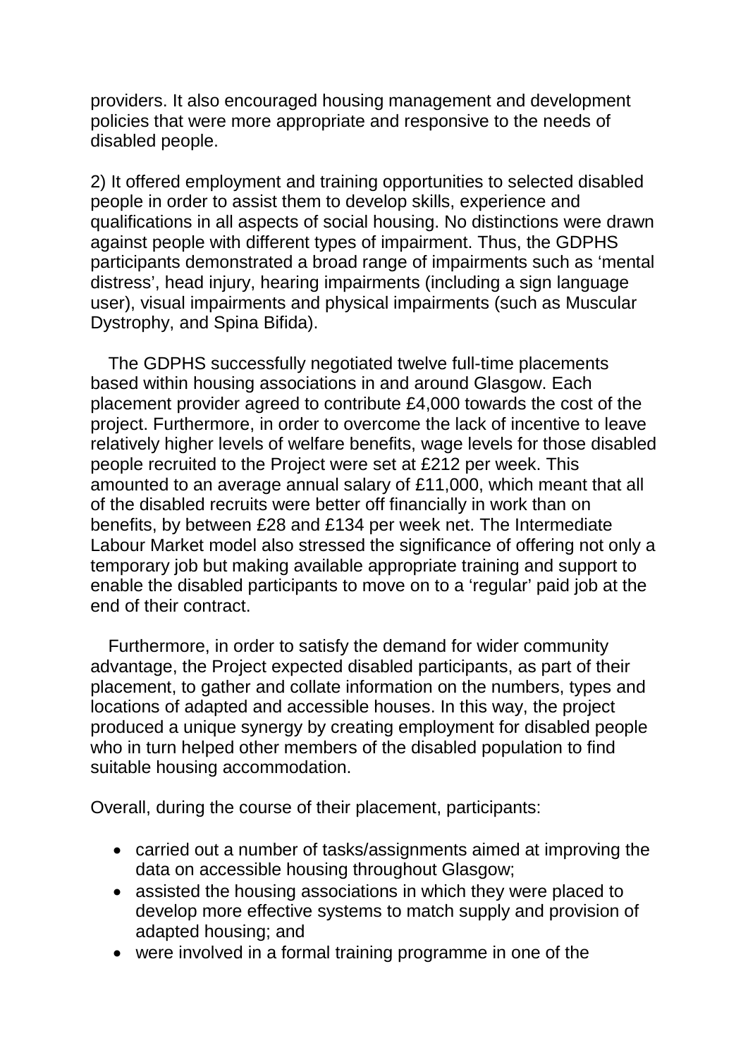providers. It also encouraged housing management and development policies that were more appropriate and responsive to the needs of disabled people.

2) It offered employment and training opportunities to selected disabled people in order to assist them to develop skills, experience and qualifications in all aspects of social housing. No distinctions were drawn against people with different types of impairment. Thus, the GDPHS participants demonstrated a broad range of impairments such as 'mental distress', head injury, hearing impairments (including a sign language user), visual impairments and physical impairments (such as Muscular Dystrophy, and Spina Bifida).

The GDPHS successfully negotiated twelve full-time placements based within housing associations in and around Glasgow. Each placement provider agreed to contribute £4,000 towards the cost of the project. Furthermore, in order to overcome the lack of incentive to leave relatively higher levels of welfare benefits, wage levels for those disabled people recruited to the Project were set at £212 per week. This amounted to an average annual salary of £11,000, which meant that all of the disabled recruits were better off financially in work than on benefits, by between £28 and £134 per week net. The Intermediate Labour Market model also stressed the significance of offering not only a temporary job but making available appropriate training and support to enable the disabled participants to move on to a 'regular' paid job at the end of their contract.

Furthermore, in order to satisfy the demand for wider community advantage, the Project expected disabled participants, as part of their placement, to gather and collate information on the numbers, types and locations of adapted and accessible houses. In this way, the project produced a unique synergy by creating employment for disabled people who in turn helped other members of the disabled population to find suitable housing accommodation.

Overall, during the course of their placement, participants:

- carried out a number of tasks/assignments aimed at improving the data on accessible housing throughout Glasgow;
- assisted the housing associations in which they were placed to develop more effective systems to match supply and provision of adapted housing; and
- were involved in a formal training programme in one of the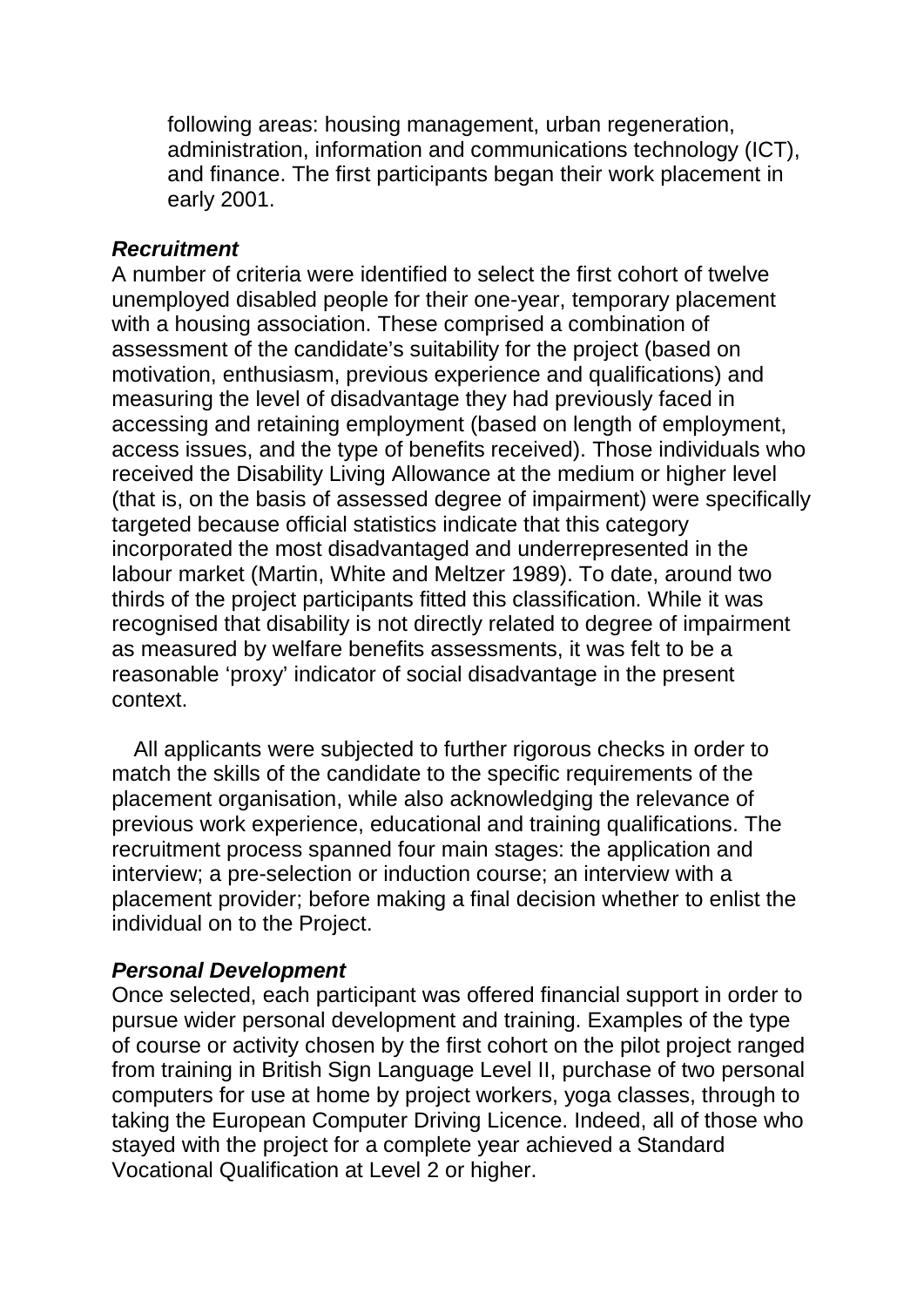following areas: housing management, urban regeneration, administration, information and communications technology (ICT), and finance. The first participants began their work placement in early 2001.

***Recruitment***

A number of criteria were identified to select the first cohort of twelve unemployed disabled people for their one-year, temporary placement with a housing association. These comprised a combination of assessment of the candidate's suitability for the project (based on motivation, enthusiasm, previous experience and qualifications) and measuring the level of disadvantage they had previously faced in accessing and retaining employment (based on length of employment, access issues, and the type of benefits received). Those individuals who received the Disability Living Allowance at the medium or higher level (that is, on the basis of assessed degree of impairment) were specifically targeted because official statistics indicate that this category incorporated the most disadvantaged and underrepresented in the labour market (Martin, White and Meltzer 1989). To date, around two thirds of the project participants fitted this classification. While it was recognised that disability is not directly related to degree of impairment as measured by welfare benefits assessments, it was felt to be a reasonable 'proxy' indicator of social disadvantage in the present context.

All applicants were subjected to further rigorous checks in order to match the skills of the candidate to the specific requirements of the placement organisation, while also acknowledging the relevance of previous work experience, educational and training qualifications. The recruitment process spanned four main stages: the application and interview; a pre-selection or induction course; an interview with a placement provider; before making a final decision whether to enlist the individual on to the Project.

***Personal Development***

Once selected, each participant was offered financial support in order to pursue wider personal development and training. Examples of the type of course or activity chosen by the first cohort on the pilot project ranged from training in British Sign Language Level II, purchase of two personal computers for use at home by project workers, yoga classes, through to taking the European Computer Driving Licence. Indeed, all of those who stayed with the project for a complete year achieved a Standard Vocational Qualification at Level 2 or higher.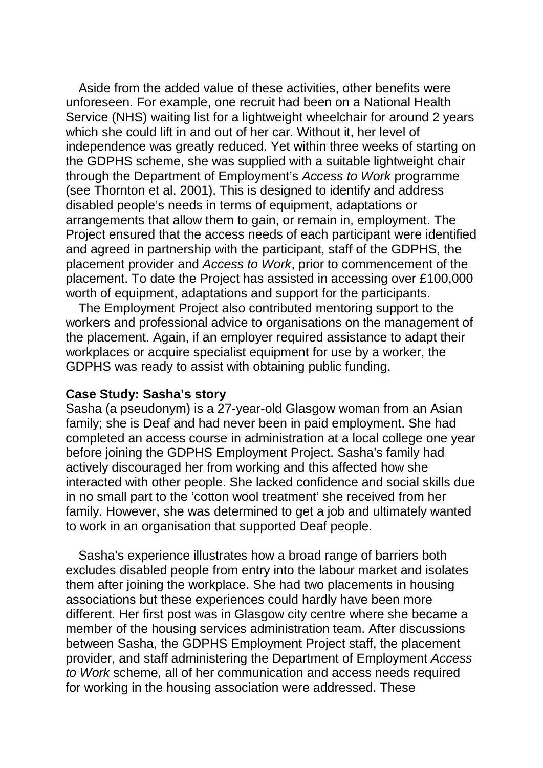Aside from the added value of these activities, other benefits were unforeseen. For example, one recruit had been on a National Health Service (NHS) waiting list for a lightweight wheelchair for around 2 years which she could lift in and out of her car. Without it, her level of independence was greatly reduced. Yet within three weeks of starting on the GDPHS scheme, she was supplied with a suitable lightweight chair through the Department of Employment's *Access to Work* programme (see Thornton et al. 2001). This is designed to identify and address disabled people's needs in terms of equipment, adaptations or arrangements that allow them to gain, or remain in, employment. The Project ensured that the access needs of each participant were identified and agreed in partnership with the participant, staff of the GDPHS, the placement provider and *Access to Work*, prior to commencement of the placement. To date the Project has assisted in accessing over £100,000 worth of equipment, adaptations and support for the participants.

The Employment Project also contributed mentoring support to the workers and professional advice to organisations on the management of the placement. Again, if an employer required assistance to adapt their workplaces or acquire specialist equipment for use by a worker, the GDPHS was ready to assist with obtaining public funding.

**Case Study: Sasha's story**

Sasha (a pseudonym) is a 27-year-old Glasgow woman from an Asian family; she is Deaf and had never been in paid employment. She had completed an access course in administration at a local college one year before joining the GDPHS Employment Project. Sasha's family had actively discouraged her from working and this affected how she interacted with other people. She lacked confidence and social skills due in no small part to the 'cotton wool treatment' she received from her family. However, she was determined to get a job and ultimately wanted to work in an organisation that supported Deaf people.

Sasha's experience illustrates how a broad range of barriers both excludes disabled people from entry into the labour market and isolates them after joining the workplace. She had two placements in housing associations but these experiences could hardly have been more different. Her first post was in Glasgow city centre where she became a member of the housing services administration team. After discussions between Sasha, the GDPHS Employment Project staff, the placement provider, and staff administering the Department of Employment *Access to Work* scheme, all of her communication and access needs required for working in the housing association were addressed. These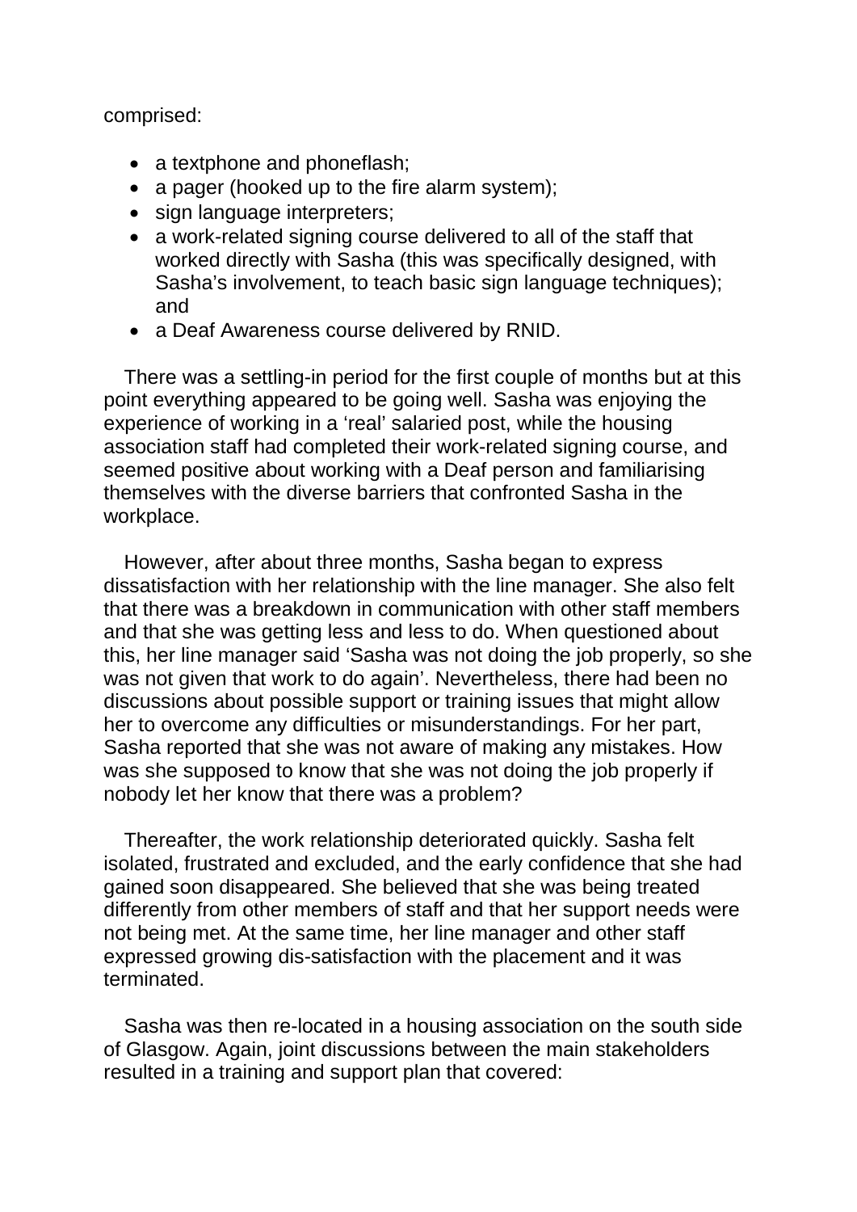comprised:

- a textphone and phoneflash;
- a pager (hooked up to the fire alarm system);
- sign language interpreters;
- a work-related signing course delivered to all of the staff that worked directly with Sasha (this was specifically designed, with Sasha's involvement, to teach basic sign language techniques); and
- a Deaf Awareness course delivered by RNID.

There was a settling-in period for the first couple of months but at this point everything appeared to be going well. Sasha was enjoying the experience of working in a 'real' salaried post, while the housing association staff had completed their work-related signing course, and seemed positive about working with a Deaf person and familiarising themselves with the diverse barriers that confronted Sasha in the workplace.

However, after about three months, Sasha began to express dissatisfaction with her relationship with the line manager. She also felt that there was a breakdown in communication with other staff members and that she was getting less and less to do. When questioned about this, her line manager said 'Sasha was not doing the job properly, so she was not given that work to do again'. Nevertheless, there had been no discussions about possible support or training issues that might allow her to overcome any difficulties or misunderstandings. For her part, Sasha reported that she was not aware of making any mistakes. How was she supposed to know that she was not doing the job properly if nobody let her know that there was a problem?

Thereafter, the work relationship deteriorated quickly. Sasha felt isolated, frustrated and excluded, and the early confidence that she had gained soon disappeared. She believed that she was being treated differently from other members of staff and that her support needs were not being met. At the same time, her line manager and other staff expressed growing dis-satisfaction with the placement and it was terminated.

Sasha was then re-located in a housing association on the south side of Glasgow. Again, joint discussions between the main stakeholders resulted in a training and support plan that covered: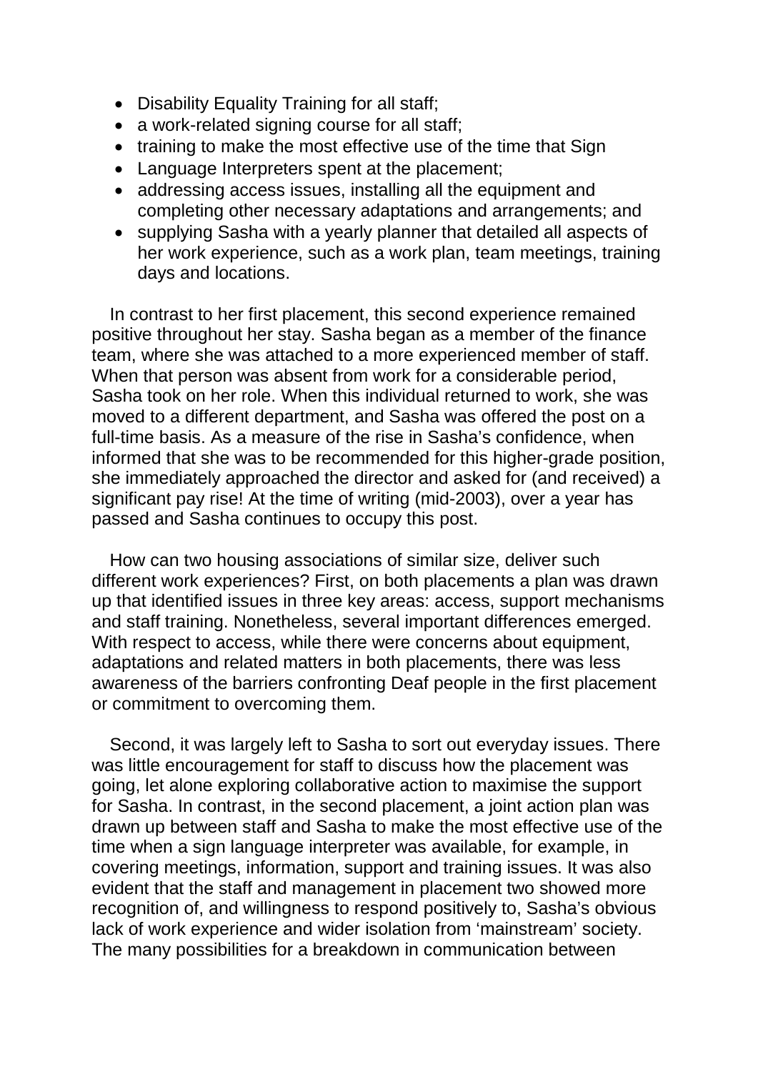- Disability Equality Training for all staff;
- a work-related signing course for all staff;
- training to make the most effective use of the time that Sign
- Language Interpreters spent at the placement;
- addressing access issues, installing all the equipment and completing other necessary adaptations and arrangements; and
- supplying Sasha with a yearly planner that detailed all aspects of her work experience, such as a work plan, team meetings, training days and locations.

In contrast to her first placement, this second experience remained positive throughout her stay. Sasha began as a member of the finance team, where she was attached to a more experienced member of staff. When that person was absent from work for a considerable period, Sasha took on her role. When this individual returned to work, she was moved to a different department, and Sasha was offered the post on a full-time basis. As a measure of the rise in Sasha's confidence, when informed that she was to be recommended for this higher-grade position, she immediately approached the director and asked for (and received) a significant pay rise! At the time of writing (mid-2003), over a year has passed and Sasha continues to occupy this post.

How can two housing associations of similar size, deliver such different work experiences? First, on both placements a plan was drawn up that identified issues in three key areas: access, support mechanisms and staff training. Nonetheless, several important differences emerged. With respect to access, while there were concerns about equipment, adaptations and related matters in both placements, there was less awareness of the barriers confronting Deaf people in the first placement or commitment to overcoming them.

Second, it was largely left to Sasha to sort out everyday issues. There was little encouragement for staff to discuss how the placement was going, let alone exploring collaborative action to maximise the support for Sasha. In contrast, in the second placement, a joint action plan was drawn up between staff and Sasha to make the most effective use of the time when a sign language interpreter was available, for example, in covering meetings, information, support and training issues. It was also evident that the staff and management in placement two showed more recognition of, and willingness to respond positively to, Sasha's obvious lack of work experience and wider isolation from 'mainstream' society. The many possibilities for a breakdown in communication between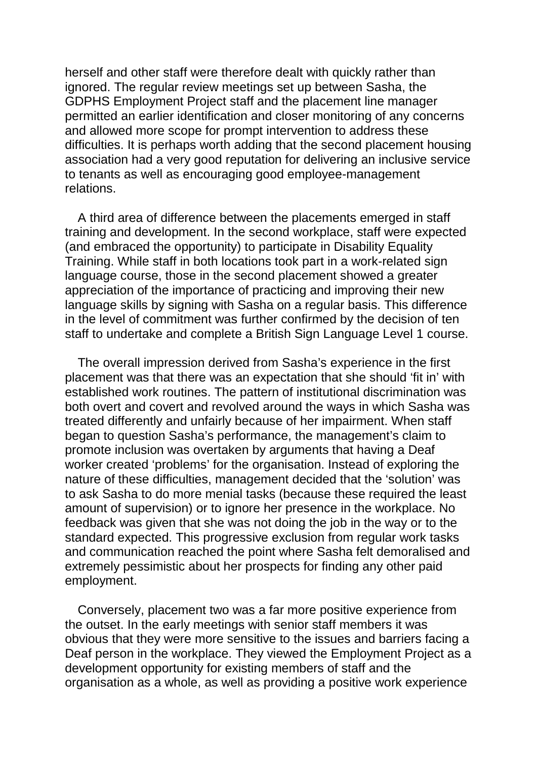herself and other staff were therefore dealt with quickly rather than ignored. The regular review meetings set up between Sasha, the GDPHS Employment Project staff and the placement line manager permitted an earlier identification and closer monitoring of any concerns and allowed more scope for prompt intervention to address these difficulties. It is perhaps worth adding that the second placement housing association had a very good reputation for delivering an inclusive service to tenants as well as encouraging good employee-management relations.

A third area of difference between the placements emerged in staff training and development. In the second workplace, staff were expected (and embraced the opportunity) to participate in Disability Equality Training. While staff in both locations took part in a work-related sign language course, those in the second placement showed a greater appreciation of the importance of practicing and improving their new language skills by signing with Sasha on a regular basis. This difference in the level of commitment was further confirmed by the decision of ten staff to undertake and complete a British Sign Language Level 1 course.

The overall impression derived from Sasha's experience in the first placement was that there was an expectation that she should 'fit in' with established work routines. The pattern of institutional discrimination was both overt and covert and revolved around the ways in which Sasha was treated differently and unfairly because of her impairment. When staff began to question Sasha's performance, the management's claim to promote inclusion was overtaken by arguments that having a Deaf worker created 'problems' for the organisation. Instead of exploring the nature of these difficulties, management decided that the 'solution' was to ask Sasha to do more menial tasks (because these required the least amount of supervision) or to ignore her presence in the workplace. No feedback was given that she was not doing the job in the way or to the standard expected. This progressive exclusion from regular work tasks and communication reached the point where Sasha felt demoralised and extremely pessimistic about her prospects for finding any other paid employment.

Conversely, placement two was a far more positive experience from the outset. In the early meetings with senior staff members it was obvious that they were more sensitive to the issues and barriers facing a Deaf person in the workplace. They viewed the Employment Project as a development opportunity for existing members of staff and the organisation as a whole, as well as providing a positive work experience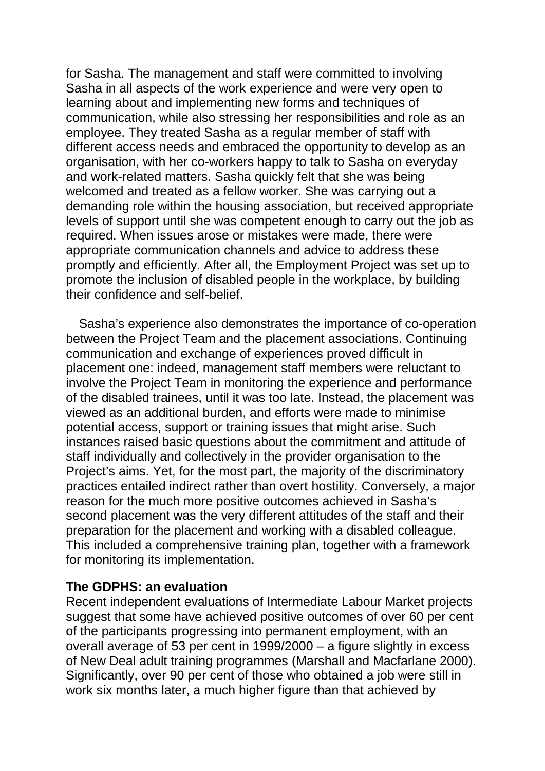for Sasha. The management and staff were committed to involving Sasha in all aspects of the work experience and were very open to learning about and implementing new forms and techniques of communication, while also stressing her responsibilities and role as an employee. They treated Sasha as a regular member of staff with different access needs and embraced the opportunity to develop as an organisation, with her co-workers happy to talk to Sasha on everyday and work-related matters. Sasha quickly felt that she was being welcomed and treated as a fellow worker. She was carrying out a demanding role within the housing association, but received appropriate levels of support until she was competent enough to carry out the job as required. When issues arose or mistakes were made, there were appropriate communication channels and advice to address these promptly and efficiently. After all, the Employment Project was set up to promote the inclusion of disabled people in the workplace, by building their confidence and self-belief.

Sasha's experience also demonstrates the importance of co-operation between the Project Team and the placement associations. Continuing communication and exchange of experiences proved difficult in placement one: indeed, management staff members were reluctant to involve the Project Team in monitoring the experience and performance of the disabled trainees, until it was too late. Instead, the placement was viewed as an additional burden, and efforts were made to minimise potential access, support or training issues that might arise. Such instances raised basic questions about the commitment and attitude of staff individually and collectively in the provider organisation to the Project's aims. Yet, for the most part, the majority of the discriminatory practices entailed indirect rather than overt hostility. Conversely, a major reason for the much more positive outcomes achieved in Sasha's second placement was the very different attitudes of the staff and their preparation for the placement and working with a disabled colleague. This included a comprehensive training plan, together with a framework for monitoring its implementation.

**The GDPHS: an evaluation**

Recent independent evaluations of Intermediate Labour Market projects suggest that some have achieved positive outcomes of over 60 per cent of the participants progressing into permanent employment, with an overall average of 53 per cent in 1999/2000 – a figure slightly in excess of New Deal adult training programmes (Marshall and Macfarlane 2000). Significantly, over 90 per cent of those who obtained a job were still in work six months later, a much higher figure than that achieved by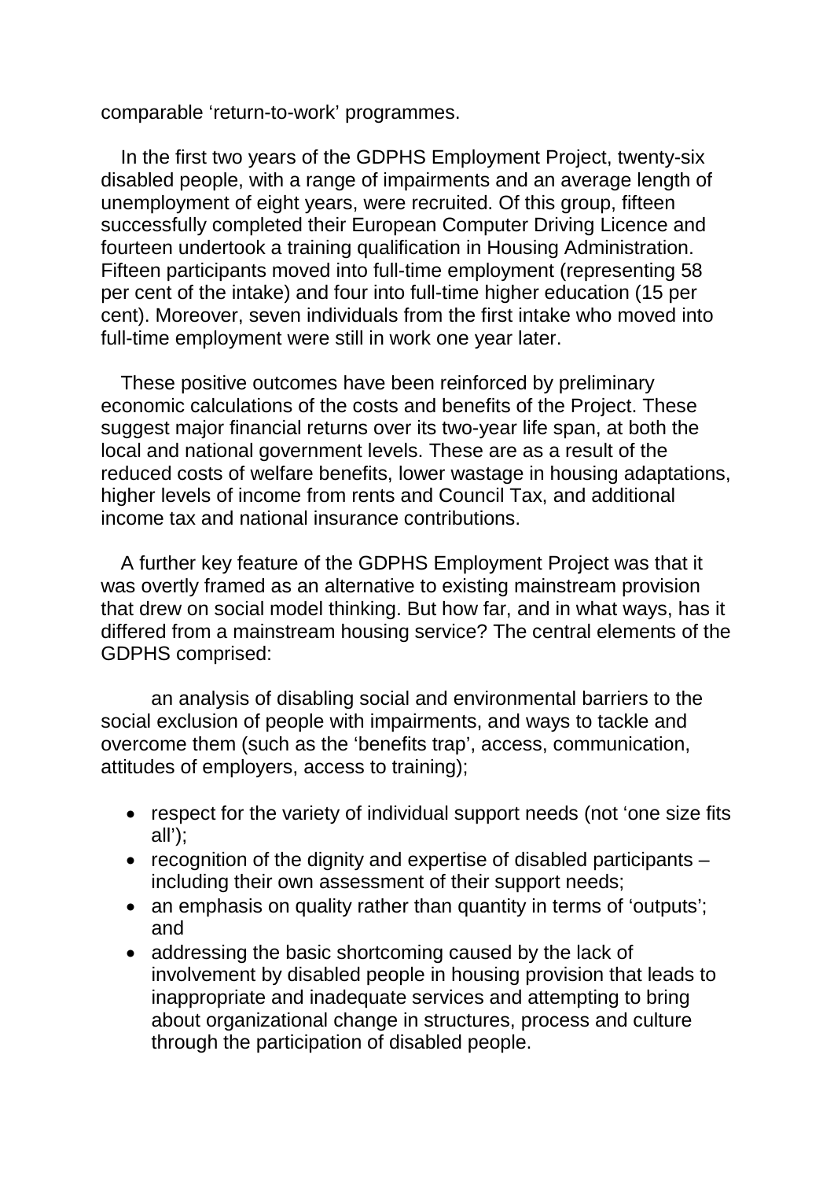comparable ‘return-to-work’ programmes.

In the first two years of the GDPHS Employment Project, twenty-six disabled people, with a range of impairments and an average length of unemployment of eight years, were recruited. Of this group, fifteen successfully completed their European Computer Driving Licence and fourteen undertook a training qualification in Housing Administration. Fifteen participants moved into full-time employment (representing 58 per cent of the intake) and four into full-time higher education (15 per cent). Moreover, seven individuals from the first intake who moved into full-time employment were still in work one year later.

These positive outcomes have been reinforced by preliminary economic calculations of the costs and benefits of the Project. These suggest major financial returns over its two-year life span, at both the local and national government levels. These are as a result of the reduced costs of welfare benefits, lower wastage in housing adaptations, higher levels of income from rents and Council Tax, and additional income tax and national insurance contributions.

A further key feature of the GDPHS Employment Project was that it was overtly framed as an alternative to existing mainstream provision that drew on social model thinking. But how far, and in what ways, has it differed from a mainstream housing service? The central elements of the GDPHS comprised:

an analysis of disabling social and environmental barriers to the social exclusion of people with impairments, and ways to tackle and overcome them (such as the ‘benefits trap’, access, communication, attitudes of employers, access to training);

- respect for the variety of individual support needs (not ‘one size fits all’);
- recognition of the dignity and expertise of disabled participants – including their own assessment of their support needs;
- an emphasis on quality rather than quantity in terms of ‘outputs’; and
- addressing the basic shortcoming caused by the lack of involvement by disabled people in housing provision that leads to inappropriate and inadequate services and attempting to bring about organizational change in structures, process and culture through the participation of disabled people.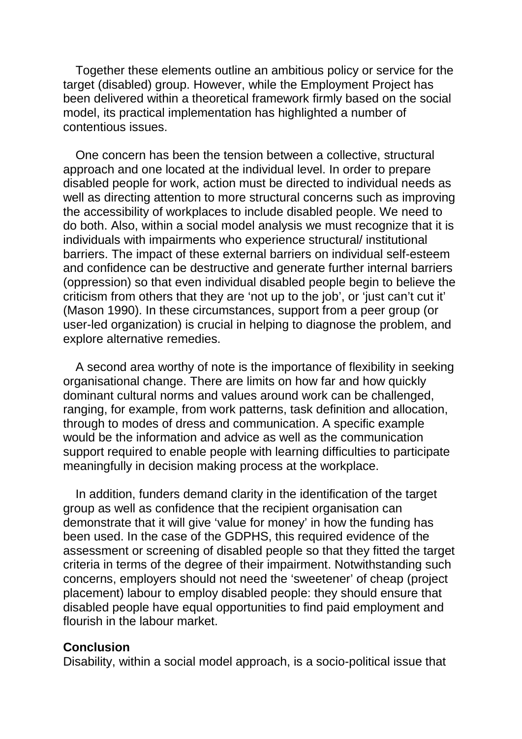Together these elements outline an ambitious policy or service for the target (disabled) group. However, while the Employment Project has been delivered within a theoretical framework firmly based on the social model, its practical implementation has highlighted a number of contentious issues.

One concern has been the tension between a collective, structural approach and one located at the individual level. In order to prepare disabled people for work, action must be directed to individual needs as well as directing attention to more structural concerns such as improving the accessibility of workplaces to include disabled people. We need to do both. Also, within a social model analysis we must recognize that it is individuals with impairments who experience structural/ institutional barriers. The impact of these external barriers on individual self-esteem and confidence can be destructive and generate further internal barriers (oppression) so that even individual disabled people begin to believe the criticism from others that they are 'not up to the job', or 'just can't cut it' (Mason 1990). In these circumstances, support from a peer group (or user-led organization) is crucial in helping to diagnose the problem, and explore alternative remedies.

A second area worthy of note is the importance of flexibility in seeking organisational change. There are limits on how far and how quickly dominant cultural norms and values around work can be challenged, ranging, for example, from work patterns, task definition and allocation, through to modes of dress and communication. A specific example would be the information and advice as well as the communication support required to enable people with learning difficulties to participate meaningfully in decision making process at the workplace.

In addition, funders demand clarity in the identification of the target group as well as confidence that the recipient organisation can demonstrate that it will give 'value for money' in how the funding has been used. In the case of the GDPHS, this required evidence of the assessment or screening of disabled people so that they fitted the target criteria in terms of the degree of their impairment. Notwithstanding such concerns, employers should not need the 'sweetener' of cheap (project placement) labour to employ disabled people: they should ensure that disabled people have equal opportunities to find paid employment and flourish in the labour market.

## Conclusion

Disability, within a social model approach, is a socio-political issue that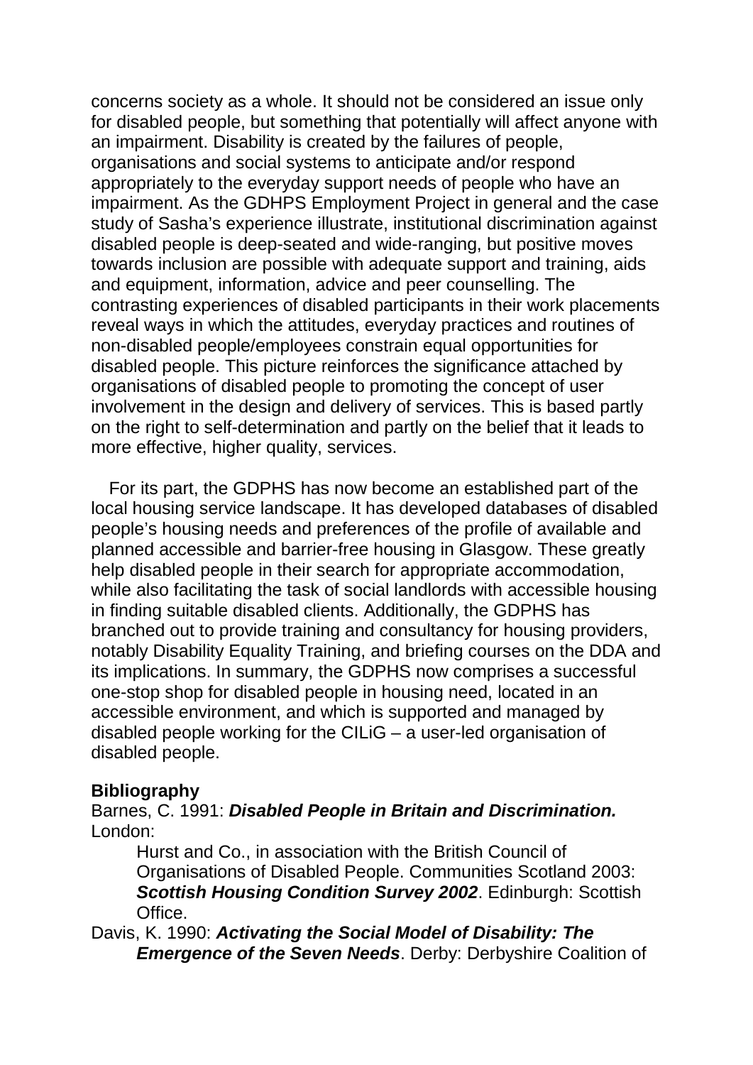concerns society as a whole. It should not be considered an issue only for disabled people, but something that potentially will affect anyone with an impairment. Disability is created by the failures of people, organisations and social systems to anticipate and/or respond appropriately to the everyday support needs of people who have an impairment. As the GDHPS Employment Project in general and the case study of Sasha's experience illustrate, institutional discrimination against disabled people is deep-seated and wide-ranging, but positive moves towards inclusion are possible with adequate support and training, aids and equipment, information, advice and peer counselling. The contrasting experiences of disabled participants in their work placements reveal ways in which the attitudes, everyday practices and routines of non-disabled people/employees constrain equal opportunities for disabled people. This picture reinforces the significance attached by organisations of disabled people to promoting the concept of user involvement in the design and delivery of services. This is based partly on the right to self-determination and partly on the belief that it leads to more effective, higher quality, services.

For its part, the GDPHS has now become an established part of the local housing service landscape. It has developed databases of disabled people's housing needs and preferences of the profile of available and planned accessible and barrier-free housing in Glasgow. These greatly help disabled people in their search for appropriate accommodation, while also facilitating the task of social landlords with accessible housing in finding suitable disabled clients. Additionally, the GDPHS has branched out to provide training and consultancy for housing providers, notably Disability Equality Training, and briefing courses on the DDA and its implications. In summary, the GDPHS now comprises a successful one-stop shop for disabled people in housing need, located in an accessible environment, and which is supported and managed by disabled people working for the CILiG – a user-led organisation of disabled people.

**Bibliography**

Barnes, C. 1991: ***Disabled People in Britain and Discrimination.*** London: Hurst and Co., in association with the British Council of Organisations of Disabled People. Communities Scotland 2003: ***Scottish Housing Condition Survey 2002***. Edinburgh: Scottish Office.

Davis, K. 1990: ***Activating the Social Model of Disability: The Emergence of the Seven Needs***. Derby: Derbyshire Coalition of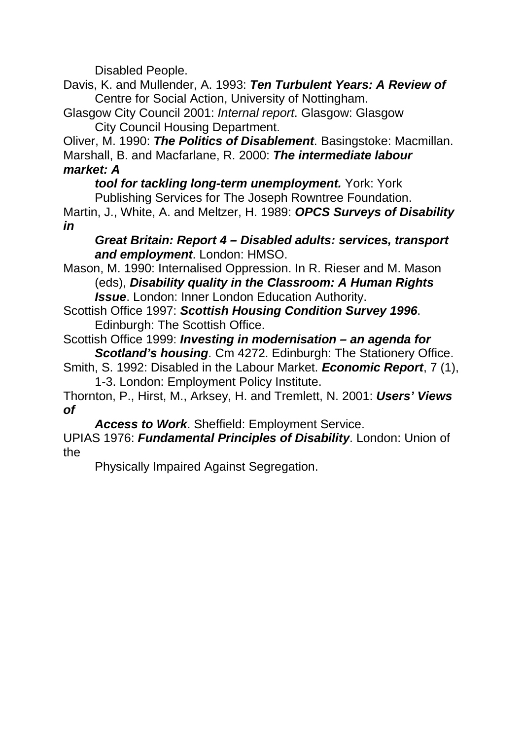Disabled People.

Davis, K. and Mullender, A. 1993: ***Ten Turbulent Years: A Review of*** Centre for Social Action, University of Nottingham.

Glasgow City Council 2001: *Internal report*. Glasgow: Glasgow City Council Housing Department.

Oliver, M. 1990: ***The Politics of Disablement***. Basingstoke: Macmillan.

Marshall, B. and Macfarlane, R. 2000: ***The intermediate labour market: A tool for tackling long-term unemployment.*** York: York Publishing Services for The Joseph Rowntree Foundation.

Martin, J., White, A. and Meltzer, H. 1989: ***OPCS Surveys of Disability in Great Britain: Report 4 – Disabled adults: services, transport and employment***. London: HMSO.

Mason, M. 1990: Internalised Oppression. In R. Rieser and M. Mason (eds), ***Disability quality in the Classroom: A Human Rights Issue***. London: Inner London Education Authority.

Scottish Office 1997: ***Scottish Housing Condition Survey 1996***. Edinburgh: The Scottish Office.

Scottish Office 1999: ***Investing in modernisation – an agenda for Scotland's housing***. Cm 4272. Edinburgh: The Stationery Office.

Smith, S. 1992: Disabled in the Labour Market. ***Economic Report***, 7 (1), 1-3. London: Employment Policy Institute.

Thornton, P., Hirst, M., Arksey, H. and Tremlett, N. 2001: ***Users' Views of Access to Work***. Sheffield: Employment Service.

UPIAS 1976: ***Fundamental Principles of Disability***. London: Union of the Physically Impaired Against Segregation.